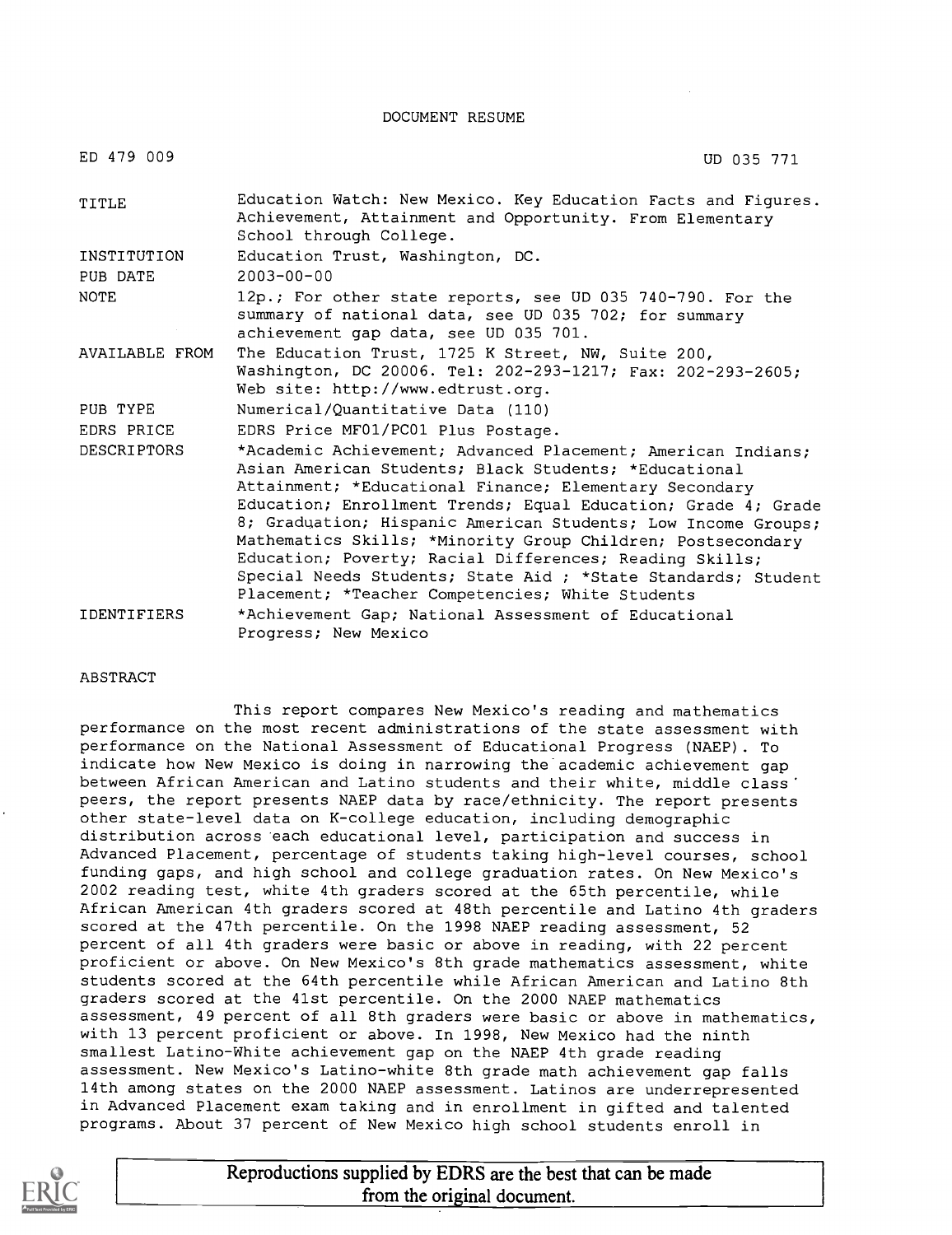DOCUMENT RESUME

| | |
|---|---|
| ED 479 009 | UD 035 771 |
| TITLE | Education Watch: New Mexico. Key Education Facts and Figures. Achievement, Attainment and Opportunity. From Elementary School through College. |
| INSTITUTION | Education Trust, Washington, DC. |
| PUB DATE | 2003-00-00 |
| NOTE | 12p.; For other state reports, see UD 035 740-790. For the summary of national data, see UD 035 702; for summary achievement gap data, see UD 035 701. |
| AVAILABLE FROM | The Education Trust, 1725 K Street, NW, Suite 200, Washington, DC 20006. Tel: 202-293-1217; Fax: 202-293-2605; Web site: http://www.edtrust.org. |
| PUB TYPE | Numerical/Quantitative Data (110) |
| EDRS PRICE | EDRS Price MF01/PC01 Plus Postage. |
| DESCRIPTORS | *Academic Achievement; Advanced Placement; American Indians; Asian American Students; Black Students; *Educational Attainment; *Educational Finance; Elementary Secondary Education; Enrollment Trends; Equal Education; Grade 4; Grade 8; Graduation; Hispanic American Students; Low Income Groups; Mathematics Skills; *Minority Group Children; Postsecondary Education; Poverty; Racial Differences; Reading Skills; Special Needs Students; State Aid ; *State Standards; Student Placement; *Teacher Competencies; White Students |
| IDENTIFIERS | *Achievement Gap; National Assessment of Educational Progress; New Mexico |

ABSTRACT

This report compares New Mexico's reading and mathematics performance on the most recent administrations of the state assessment with performance on the National Assessment of Educational Progress (NAEP). To indicate how New Mexico is doing in narrowing the academic achievement gap between African American and Latino students and their white, middle class peers, the report presents NAEP data by race/ethnicity. The report presents other state-level data on K-college education, including demographic distribution across each educational level, participation and success in Advanced Placement, percentage of students taking high-level courses, school funding gaps, and high school and college graduation rates. On New Mexico's 2002 reading test, white 4th graders scored at the 65th percentile, while African American 4th graders scored at 48th percentile and Latino 4th graders scored at the 47th percentile. On the 1998 NAEP reading assessment, 52 percent of all 4th graders were basic or above in reading, with 22 percent proficient or above. On New Mexico's 8th grade mathematics assessment, white students scored at the 64th percentile while African American and Latino 8th graders scored at the 41st percentile. On the 2000 NAEP mathematics assessment, 49 percent of all 8th graders were basic or above in mathematics, with 13 percent proficient or above. In 1998, New Mexico had the ninth smallest Latino-White achievement gap on the NAEP 4th grade reading assessment. New Mexico's Latino-white 8th grade math achievement gap falls 14th among states on the 2000 NAEP assessment. Latinos are underrepresented in Advanced Placement exam taking and in enrollment in gifted and talented programs. About 37 percent of New Mexico high school students enroll in

Reproductions supplied by EDRS are the best that can be made from the original document.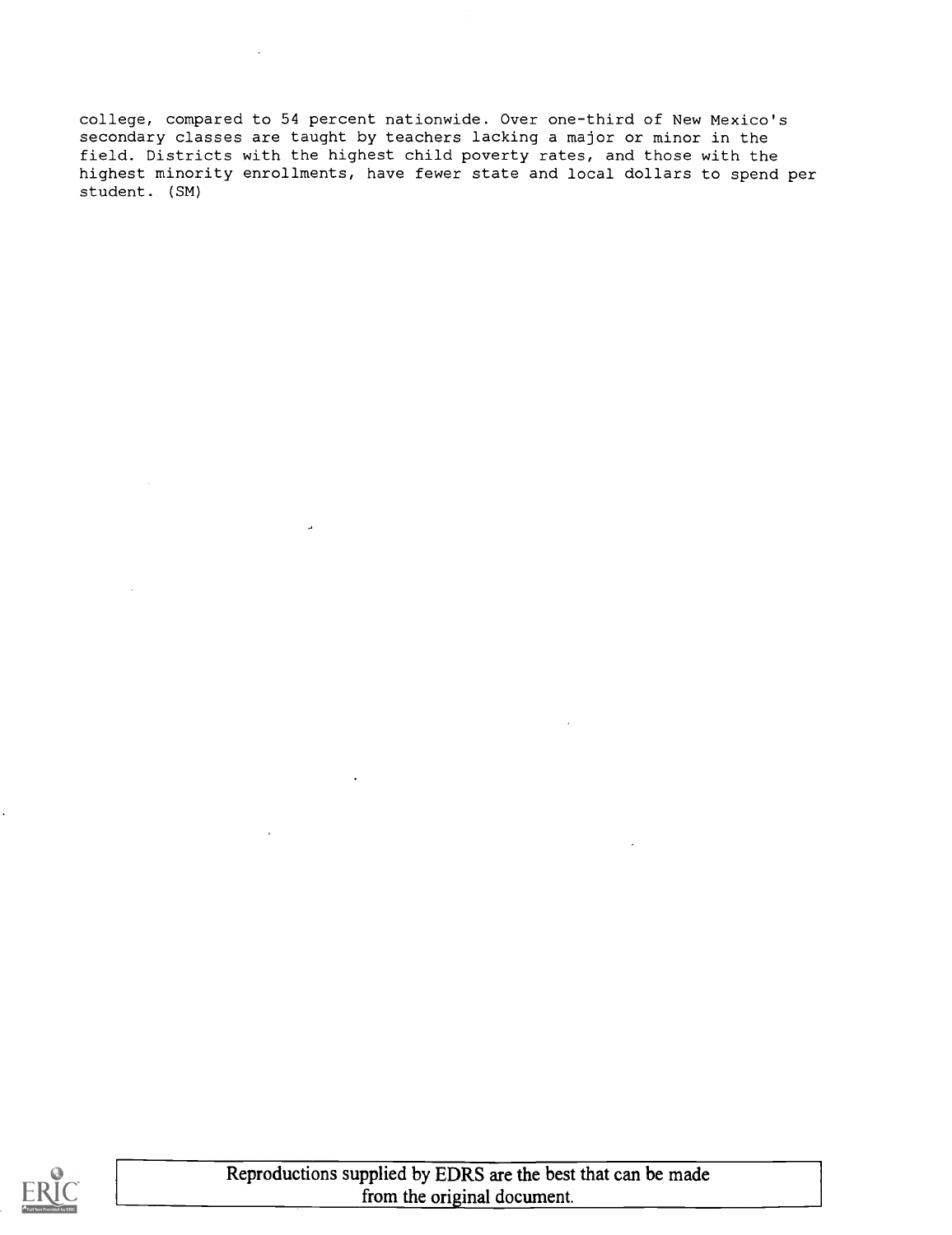college, compared to 54 percent nationwide. Over one-third of New Mexico's secondary classes are taught by teachers lacking a major or minor in the field. Districts with the highest child poverty rates, and those with the highest minority enrollments, have fewer state and local dollars to spend per student. (SM)

Reproductions supplied by EDRS are the best that can be made from the original document.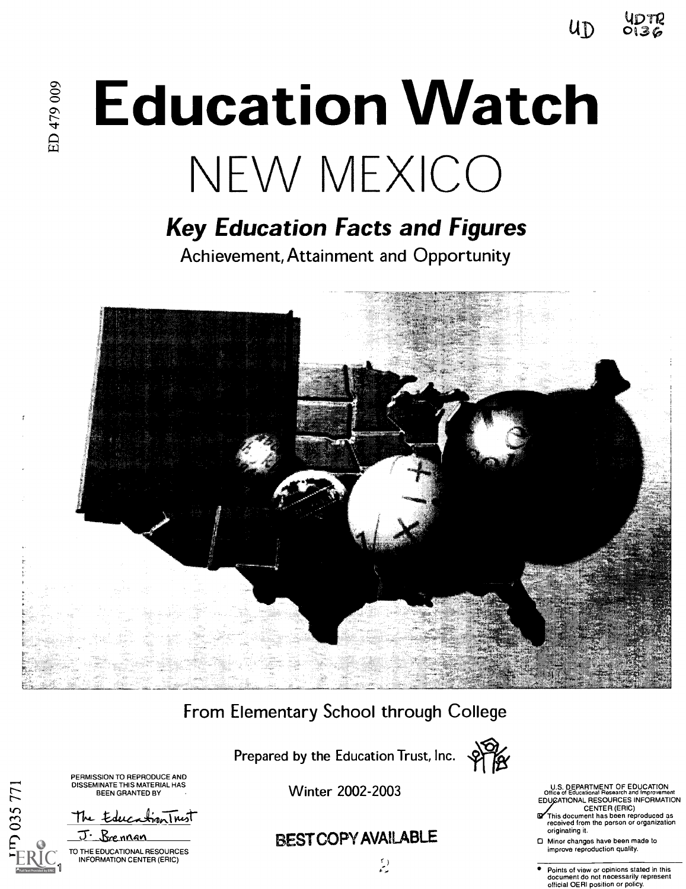# Education Watch

# NEW MEXICO

## *Key Education Facts and Figures*

Achievement, Attainment and Opportunity

From Elementary School through College

Prepared by the Education Trust, Inc.

Winter 2002-2003

PERMISSION TO REPRODUCE AND DISSEMINATE THIS MATERIAL HAS BEEN GRANTED BY

The Education Trust
J. Brennan

TO THE EDUCATIONAL RESOURCES INFORMATION CENTER (ERIC)

**BEST COPY AVAILABLE**

U.S. DEPARTMENT OF EDUCATION
Office of Educational Research and Improvement
EDUCATIONAL RESOURCES INFORMATION CENTER (ERIC)

- This document has been reproduced as received from the person or organization originating it.
- Minor changes have been made to improve reproduction quality.

- Points of view or opinions stated in this document do not necessarily represent official OERI position or policy.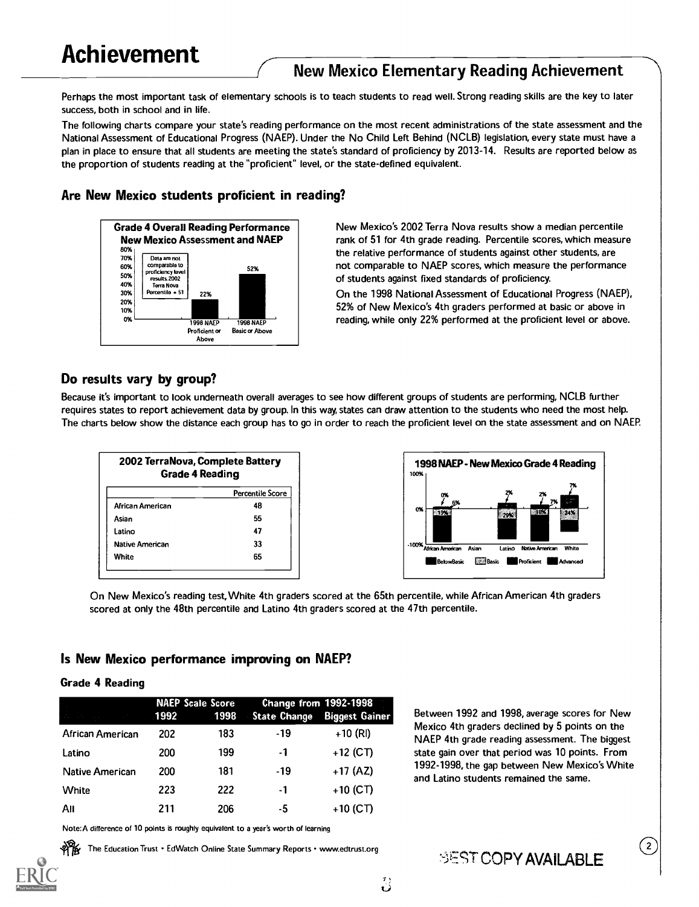# Achievement

## New Mexico Elementary Reading Achievement

Perhaps the most important task of elementary schools is to teach students to read well. Strong reading skills are the key to later success, both in school and in life.

The following charts compare your state's reading performance on the most recent administrations of the state assessment and the National Assessment of Educational Progress (NAEP). Under the No Child Left Behind (NCLB) legislation, every state must have a plan in place to ensure that all students are meeting the state's standard of proficiency by 2013-14. Results are reported below as the proportion of students reading at the "proficient" level, or the state-defined equivalent.

### Are New Mexico students proficient in reading?

**Grade 4 Overall Reading Performance New Mexico Assessment and NAEP**

| | |
|---|---|
| Data are not comparable to proficiency level results. 2002 Terra Nova Percentile = 51 | |
| 1998 NAEP Proficient or Above | 22% |
| 1998 NAEP Basic or Above | 52% |

New Mexico's 2002 Terra Nova results show a median percentile rank of 51 for 4th grade reading. Percentile scores, which measure the relative performance of students against other students, are not comparable to NAEP scores, which measure the performance of students against fixed standards of proficiency.

On the 1998 National Assessment of Educational Progress (NAEP), 52% of New Mexico's 4th graders performed at basic or above in reading, while only 22% performed at the proficient level or above.

### Do results vary by group?

Because it's important to look underneath overall averages to see how different groups of students are performing, NCLB further requires states to report achievement data by group. In this way, states can draw attention to the students who need the most help. The charts below show the distance each group has to go in order to reach the proficient level on the state assessment and on NAEP.

**2002 TerraNova, Complete Battery Grade 4 Reading**

| | Percentile Score |
|---|---|
| African American | 48 |
| Asian | 55 |
| Latino | 47 |
| Native American | 33 |
| White | 65 |

**1998 NAEP - New Mexico Grade 4 Reading**

| | Basic | Proficient | Advanced |
|---|---|---|---|
| African American | 19% | 6% | 0% |
| Asian | | | |
| Latino | 29% | | 2% |
| Native American | 18% | 7% | 2% |
| White | 34% | | 7% |

On New Mexico's reading test, White 4th graders scored at the 65th percentile, while African American 4th graders scored at only the 48th percentile and Latino 4th graders scored at the 47th percentile.

### Is New Mexico performance improving on NAEP?

**Grade 4 Reading**

| | NAEP Scale Score | | Change from 1992-1998 | |
|---|---|---|---|---|
| | 1992 | 1998 | State Change | Biggest Gainer |
| African American | 202 | 183 | -19 | +10 (RI) |
| Latino | 200 | 199 | -1 | +12 (CT) |
| Native American | 200 | 181 | -19 | +17 (AZ) |
| White | 223 | 222 | -1 | +10 (CT) |
| All | 211 | 206 | -5 | +10 (CT) |

Note: A difference of 10 points is roughly equivalent to a year's worth of learning

Between 1992 and 1998, average scores for New Mexico 4th graders declined by 5 points on the NAEP 4th grade reading assessment. The biggest state gain over that period was 10 points. From 1992-1998, the gap between New Mexico's White and Latino students remained the same.

The Education Trust • EdWatch Online State Summary Reports • www.edtrust.org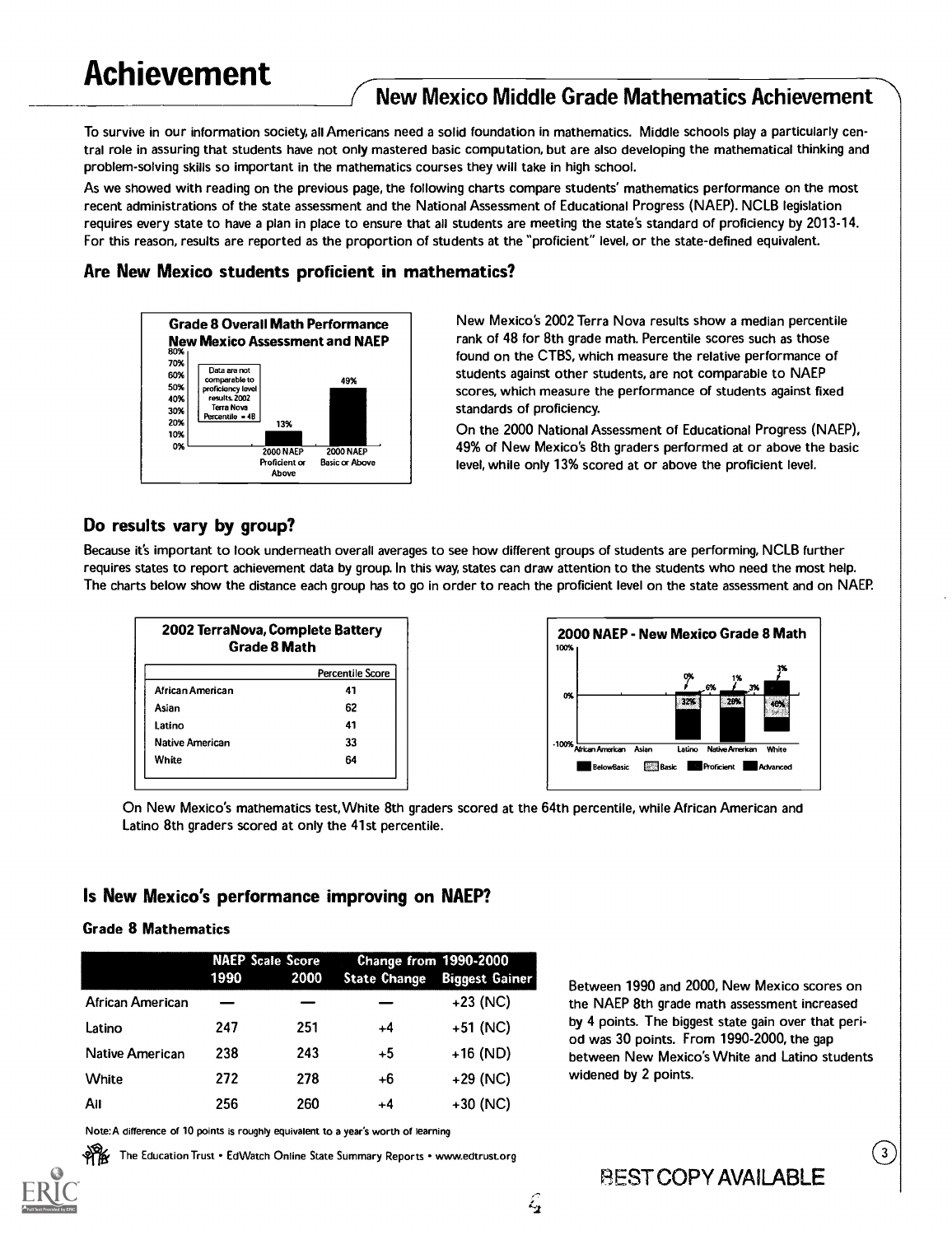# Achievement

## New Mexico Middle Grade Mathematics Achievement

To survive in our information society, all Americans need a solid foundation in mathematics. Middle schools play a particularly central role in assuring that students have not only mastered basic computation, but are also developing the mathematical thinking and problem-solving skills so important in the mathematics courses they will take in high school.

As we showed with reading on the previous page, the following charts compare students' mathematics performance on the most recent administrations of the state assessment and the National Assessment of Educational Progress (NAEP). NCLB legislation requires every state to have a plan in place to ensure that all students are meeting the state's standard of proficiency by 2013-14. For this reason, results are reported as the proportion of students at the "proficient" level, or the state-defined equivalent.

### Are New Mexico students proficient in mathematics?

**Grade 8 Overall Math Performance New Mexico Assessment and NAEP**

Data are not comparable to proficiency level results. 2002 Terra Nova Percentile = 48

| | 2000 NAEP Proficient or Above | 2000 NAEP Basic or Above |
|---|---|---|
| New Mexico | 13% | 49% |

New Mexico's 2002 Terra Nova results show a median percentile rank of 48 for 8th grade math. Percentile scores such as those found on the CTBS, which measure the relative performance of students against other students, are not comparable to NAEP scores, which measure the performance of students against fixed standards of proficiency.

On the 2000 National Assessment of Educational Progress (NAEP), 49% of New Mexico's 8th graders performed at or above the basic level, while only 13% scored at or above the proficient level.

### Do results vary by group?

Because it's important to look underneath overall averages to see how different groups of students are performing, NCLB further requires states to report achievement data by group. In this way, states can draw attention to the students who need the most help. The charts below show the distance each group has to go in order to reach the proficient level on the state assessment and on NAEP.

**2002 TerraNova, Complete Battery Grade 8 Math**

| | Percentile Score |
|---|---|
| African American | 41 |
| Asian | 62 |
| Latino | 41 |
| Native American | 33 |
| White | 64 |

**2000 NAEP - New Mexico Grade 8 Math**

| | Basic | Proficient | Advanced |
|---|---|---|---|
| African American | | | |
| Asian | | | |
| Latino | 32% | 6% | 0% |
| Native American | 20% | 3% | 1% |
| White | 40% | | 3% |

Legend: Below Basic, Basic, Proficient, Advanced

On New Mexico's mathematics test, White 8th graders scored at the 64th percentile, while African American and Latino 8th graders scored at only the 41st percentile.

### Is New Mexico's performance improving on NAEP?

**Grade 8 Mathematics**

| | NAEP Scale Score | | Change from 1990-2000 | |
|---|---|---|---|---|
| | 1990 | 2000 | State Change | Biggest Gainer |
| African American | — | — | — | +23 (NC) |
| Latino | 247 | 251 | +4 | +51 (NC) |
| Native American | 238 | 243 | +5 | +16 (ND) |
| White | 272 | 278 | +6 | +29 (NC) |
| All | 256 | 260 | +4 | +30 (NC) |

Note: A difference of 10 points is roughly equivalent to a year's worth of learning

Between 1990 and 2000, New Mexico scores on the NAEP 8th grade math assessment increased by 4 points. The biggest state gain over that period was 30 points. From 1990-2000, the gap between New Mexico's White and Latino students widened by 2 points.

The Education Trust • EdWatch Online State Summary Reports • www.edtrust.org

BEST COPY AVAILABLE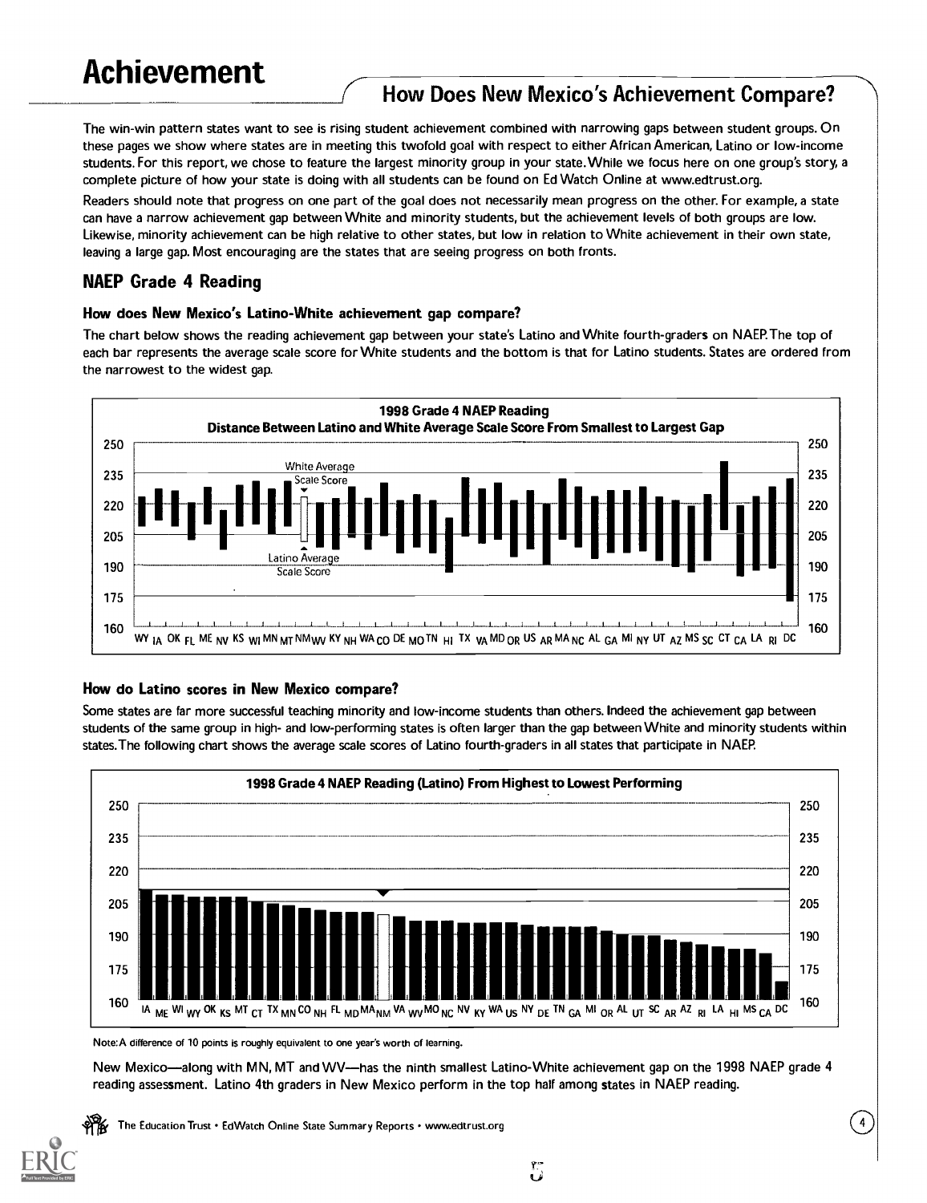# Achievement

## How Does New Mexico's Achievement Compare?

The win-win pattern states want to see is rising student achievement combined with narrowing gaps between student groups. On these pages we show where states are in meeting this twofold goal with respect to either African American, Latino or low-income students. For this report, we chose to feature the largest minority group in your state. While we focus here on one group's story, a complete picture of how your state is doing with all students can be found on Ed Watch Online at www.edtrust.org.

Readers should note that progress on one part of the goal does not necessarily mean progress on the other. For example, a state can have a narrow achievement gap between White and minority students, but the achievement levels of both groups are low. Likewise, minority achievement can be high relative to other states, but low in relation to White achievement in their own state, leaving a large gap. Most encouraging are the states that are seeing progress on both fronts.

### NAEP Grade 4 Reading

#### How does New Mexico's Latino-White achievement gap compare?

The chart below shows the reading achievement gap between your state's Latino and White fourth-graders on NAEP. The top of each bar represents the average scale score for White students and the bottom is that for Latino students. States are ordered from the narrowest to the widest gap.

**1998 Grade 4 NAEP Reading**
**Distance Between Latino and White Average Scale Score From Smallest to Largest Gap**

WY IA OK FL ME NV KS WI MN MT NM WV KY NH WA CO DE MO TN HI TX VA MD OR US AR MA NC AL GA MI NY UT AZ MS SC CT CA LA RI DC

#### How do Latino scores in New Mexico compare?

Some states are far more successful teaching minority and low-income students than others. Indeed the achievement gap between students of the same group in high- and low-performing states is often larger than the gap between White and minority students within states. The following chart shows the average scale scores of Latino fourth-graders in all states that participate in NAEP.

**1998 Grade 4 NAEP Reading (Latino) From Highest to Lowest Performing**

IA ME WI WY OK KS MT CT TX MN CO NH FL MD MA NM VA WV MO NC NV KY WA US NY DE TN GA MI OR AL UT SC AR AZ RI LA HI MS CA DC

Note: A difference of 10 points is roughly equivalent to one year's worth of learning.

New Mexico—along with MN, MT and WV—has the ninth smallest Latino-White achievement gap on the 1998 NAEP grade 4 reading assessment. Latino 4th graders in New Mexico perform in the top half among states in NAEP reading.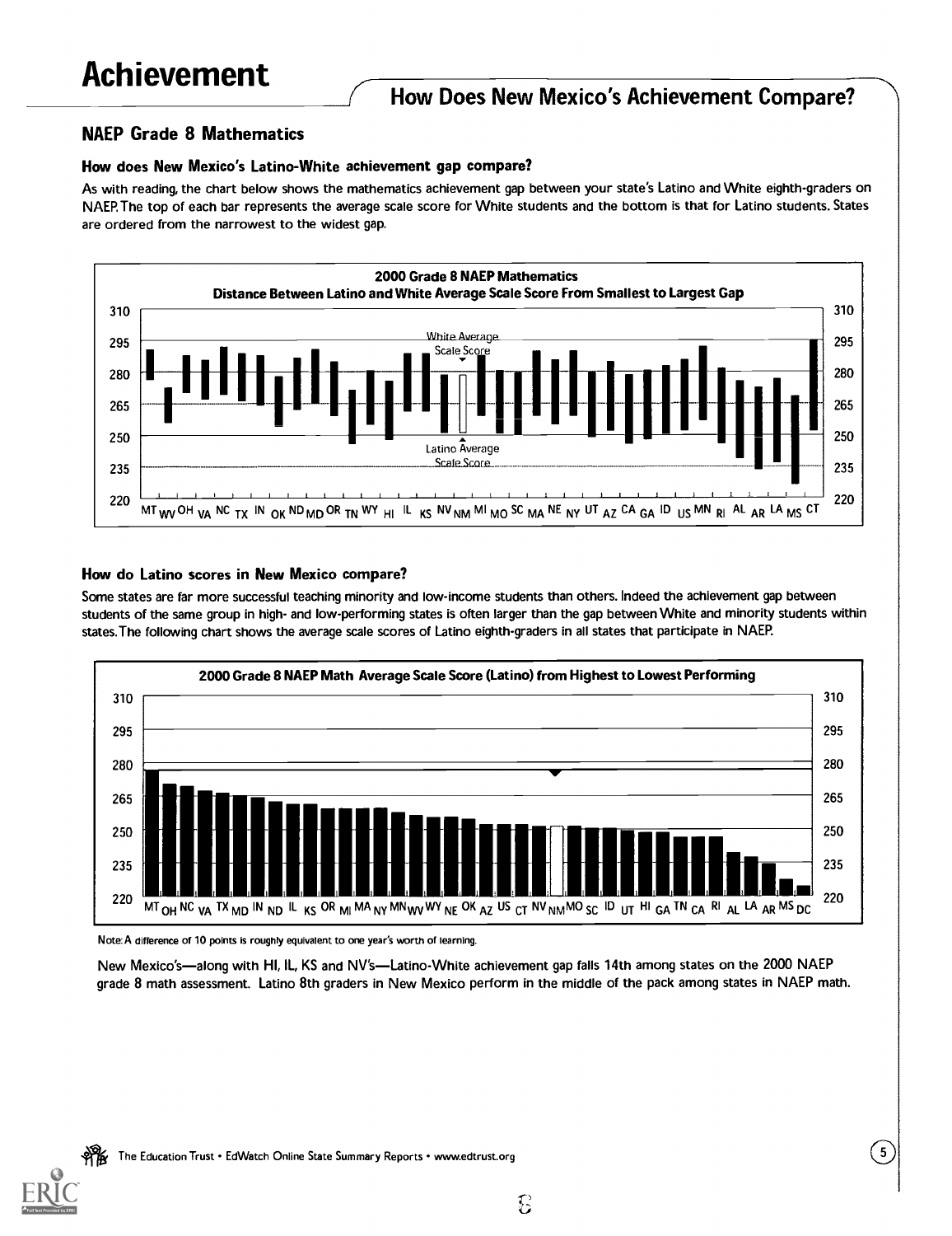# Achievement

## How Does New Mexico's Achievement Compare?

### NAEP Grade 8 Mathematics

#### How does New Mexico's Latino-White achievement gap compare?

As with reading, the chart below shows the mathematics achievement gap between your state's Latino and White eighth-graders on NAEP. The top of each bar represents the average scale score for White students and the bottom is that for Latino students. States are ordered from the narrowest to the widest gap.

**2000 Grade 8 NAEP Mathematics**
**Distance Between Latino and White Average Scale Score From Smallest to Largest Gap**

White Average Scale Score
Latino Average Scale Score

MT WV OH VA NC TX IN OK ND MD OR TN WY HI IL KS NV NM MI MO SC MA NE NY UT AZ CA GA ID US MN RI AL AR LA MS CT

#### How do Latino scores in New Mexico compare?

Some states are far more successful teaching minority and low-income students than others. Indeed the achievement gap between students of the same group in high- and low-performing states is often larger than the gap between White and minority students within states. The following chart shows the average scale scores of Latino eighth-graders in all states that participate in NAEP.

**2000 Grade 8 NAEP Math Average Scale Score (Latino) from Highest to Lowest Performing**

MT OH NC VA TX MD IN ND IL KS OR MI MA NY MN WV WY NE OK AZ US CT NV NM MO SC ID UT HI GA TN CA RI AL LA AR MS DC

Note: A difference of 10 points is roughly equivalent to one year's worth of learning.

New Mexico's—along with HI, IL, KS and NV's—Latino-White achievement gap falls 14th among states on the 2000 NAEP grade 8 math assessment. Latino 8th graders in New Mexico perform in the middle of the pack among states in NAEP math.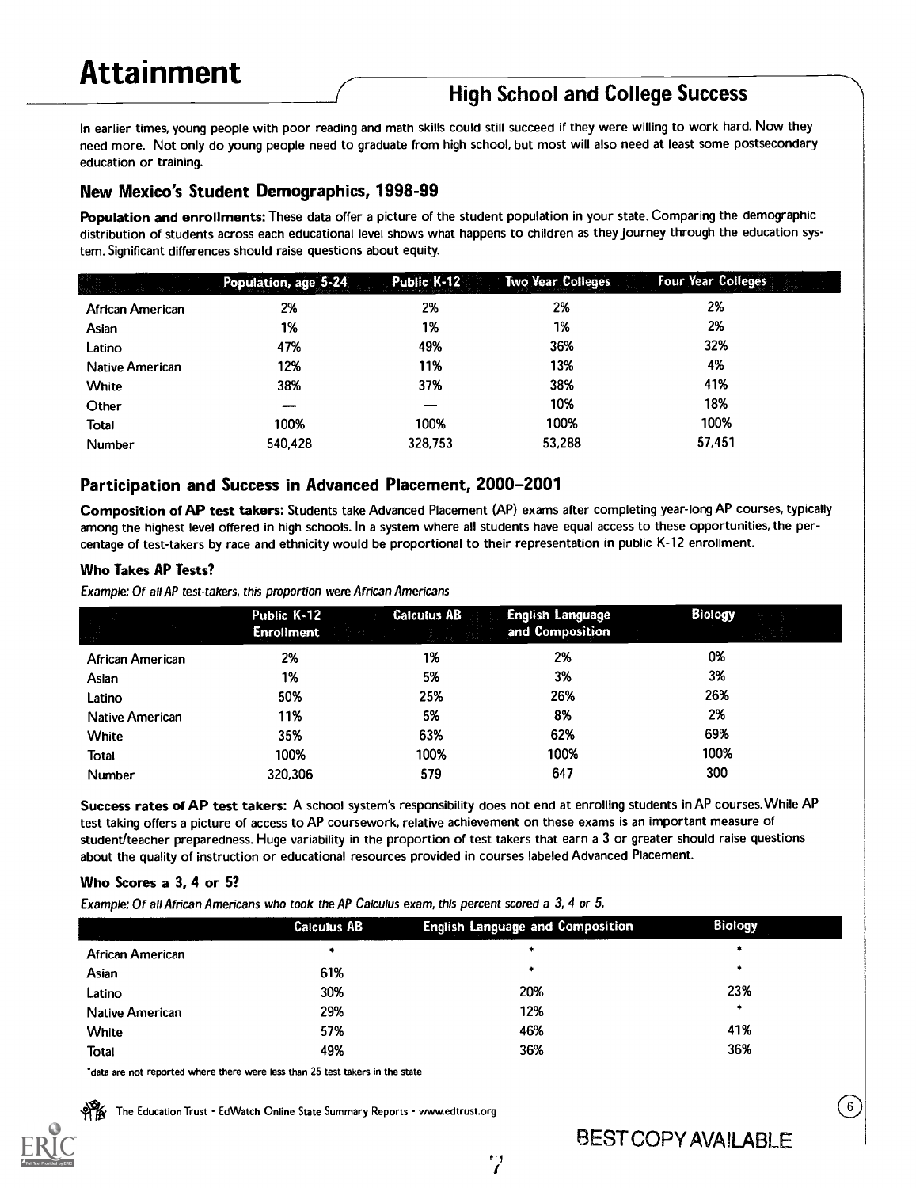# Attainment

## High School and College Success

In earlier times, young people with poor reading and math skills could still succeed if they were willing to work hard. Now they need more. Not only do young people need to graduate from high school, but most will also need at least some postsecondary education or training.

### New Mexico's Student Demographics, 1998-99

**Population and enrollments:** These data offer a picture of the student population in your state. Comparing the demographic distribution of students across each educational level shows what happens to children as they journey through the education system. Significant differences should raise questions about equity.

| | Population, age 5-24 | Public K-12 | Two Year Colleges | Four Year Colleges |
|---|---|---|---|---|
| African American | 2% | 2% | 2% | 2% |
| Asian | 1% | 1% | 1% | 2% |
| Latino | 47% | 49% | 36% | 32% |
| Native American | 12% | 11% | 13% | 4% |
| White | 38% | 37% | 38% | 41% |
| Other | — | — | 10% | 18% |
| Total | 100% | 100% | 100% | 100% |
| Number | 540,428 | 328,753 | 53,288 | 57,451 |

### Participation and Success in Advanced Placement, 2000–2001

**Composition of AP test takers:** Students take Advanced Placement (AP) exams after completing year-long AP courses, typically among the highest level offered in high schools. In a system where all students have equal access to these opportunities, the percentage of test-takers by race and ethnicity would be proportional to their representation in public K-12 enrollment.

#### Who Takes AP Tests?

*Example: Of all AP test-takers, this proportion were African Americans*

| | Public K-12 Enrollment | Calculus AB | English Language and Composition | Biology |
|---|---|---|---|---|
| African American | 2% | 1% | 2% | 0% |
| Asian | 1% | 5% | 3% | 3% |
| Latino | 50% | 25% | 26% | 26% |
| Native American | 11% | 5% | 8% | 2% |
| White | 35% | 63% | 62% | 69% |
| Total | 100% | 100% | 100% | 100% |
| Number | 320,306 | 579 | 647 | 300 |

**Success rates of AP test takers:** A school system's responsibility does not end at enrolling students in AP courses. While AP test taking offers a picture of access to AP coursework, relative achievement on these exams is an important measure of student/teacher preparedness. Huge variability in the proportion of test takers that earn a 3 or greater should raise questions about the quality of instruction or educational resources provided in courses labeled Advanced Placement.

#### Who Scores a 3, 4 or 5?

*Example: Of all African Americans who took the AP Calculus exam, this percent scored a 3, 4 or 5.*

| | Calculus AB | English Language and Composition | Biology |
|---|---|---|---|
| African American | * | * | * |
| Asian | 61% | * | * |
| Latino | 30% | 20% | 23% |
| Native American | 29% | 12% | * |
| White | 57% | 46% | 41% |
| Total | 49% | 36% | 36% |

*data are not reported where there were less than 25 test takers in the state

The Education Trust • EdWatch Online State Summary Reports • www.edtrust.org

BEST COPY AVAILABLE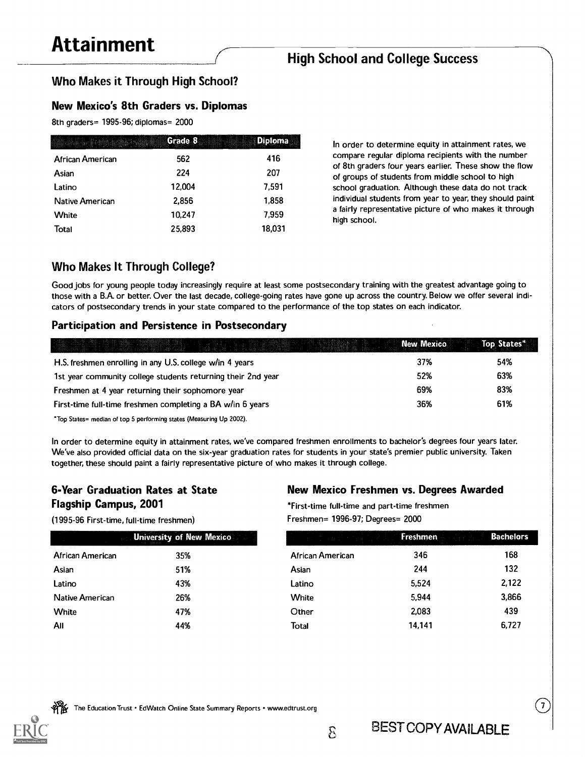# Attainment

## High School and College Success

### Who Makes it Through High School?

#### New Mexico's 8th Graders vs. Diplomas

8th graders= 1995-96; diplomas= 2000

| | Grade 8 | Diploma |
|---|---|---|
| African American | 562 | 416 |
| Asian | 224 | 207 |
| Latino | 12,004 | 7,591 |
| Native American | 2,856 | 1,858 |
| White | 10,247 | 7,959 |
| Total | 25,893 | 18,031 |

In order to determine equity in attainment rates, we compare regular diploma recipients with the number of 8th graders four years earlier. These show the flow of groups of students from middle school to high school graduation. Although these data do not track individual students from year to year, they should paint a fairly representative picture of who makes it through high school.

### Who Makes It Through College?

Good jobs for young people today increasingly require at least some postsecondary training with the greatest advantage going to those with a B.A. or better. Over the last decade, college-going rates have gone up across the country. Below we offer several indicators of postsecondary trends in your state compared to the performance of the top states on each indicator.

#### Participation and Persistence in Postsecondary

| | New Mexico | Top States* |
|---|---|---|
| H.S. freshmen enrolling in any U.S. college w/in 4 years | 37% | 54% |
| 1st year community college students returning their 2nd year | 52% | 63% |
| Freshmen at 4 year returning their sophomore year | 69% | 83% |
| First-time full-time freshmen completing a BA w/in 6 years | 36% | 61% |

*Top States= median of top 5 performing states (Measuring Up 2002).

In order to determine equity in attainment rates, we've compared freshmen enrollments to bachelor's degrees four years later. We've also provided official data on the six-year graduation rates for students in your state's premier public university. Taken together, these should paint a fairly representative picture of who makes it through college.

#### 6-Year Graduation Rates at State Flagship Campus, 2001

(1995-96 First-time, full-time freshmen)

| | University of New Mexico |
|---|---|
| African American | 35% |
| Asian | 51% |
| Latino | 43% |
| Native American | 26% |
| White | 47% |
| All | 44% |

#### New Mexico Freshmen vs. Degrees Awarded

*First-time full-time and part-time freshmen

Freshmen= 1996-97; Degrees= 2000

| | Freshmen | Bachelors |
|---|---|---|
| African American | 346 | 168 |
| Asian | 244 | 132 |
| Latino | 5,524 | 2,122 |
| White | 5,944 | 3,866 |
| Other | 2,083 | 439 |
| Total | 14,141 | 6,727 |

BEST COPY AVAILABLE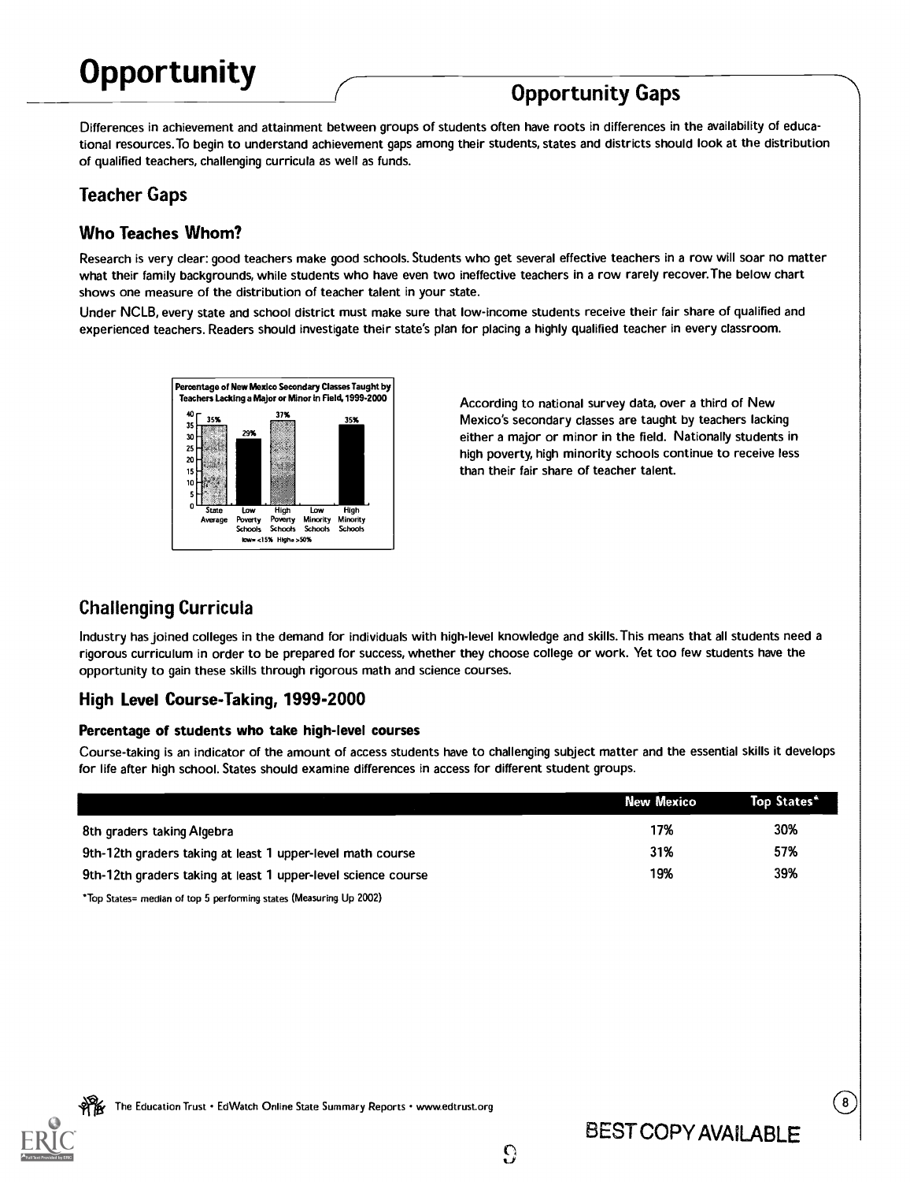# Opportunity

## Opportunity Gaps

Differences in achievement and attainment between groups of students often have roots in differences in the availability of educational resources. To begin to understand achievement gaps among their students, states and districts should look at the distribution of qualified teachers, challenging curricula as well as funds.

## Teacher Gaps

### Who Teaches Whom?

Research is very clear: good teachers make good schools. Students who get several effective teachers in a row will soar no matter what their family backgrounds, while students who have even two ineffective teachers in a row rarely recover. The below chart shows one measure of the distribution of teacher talent in your state.

Under NCLB, every state and school district must make sure that low-income students receive their fair share of qualified and experienced teachers. Readers should investigate their state's plan for placing a highly qualified teacher in every classroom.

**Percentage of New Mexico Secondary Classes Taught by Teachers Lacking a Major or Minor in Field, 1999-2000**

| State Average | Low Poverty Schools | High Poverty Schools | Low Minority Schools | High Minority Schools |
|---|---|---|---|---|
| 35% | 29% | 37% | | 35% |

low= <15% High= >50%

According to national survey data, over a third of New Mexico's secondary classes are taught by teachers lacking either a major or minor in the field. Nationally students in high poverty, high minority schools continue to receive less than their fair share of teacher talent.

## Challenging Curricula

Industry has joined colleges in the demand for individuals with high-level knowledge and skills. This means that all students need a rigorous curriculum in order to be prepared for success, whether they choose college or work. Yet too few students have the opportunity to gain these skills through rigorous math and science courses.

### High Level Course-Taking, 1999-2000

#### Percentage of students who take high-level courses

Course-taking is an indicator of the amount of access students have to challenging subject matter and the essential skills it develops for life after high school. States should examine differences in access for different student groups.

| | New Mexico | Top States* |
|---|---|---|
| 8th graders taking Algebra | 17% | 30% |
| 9th-12th graders taking at least 1 upper-level math course | 31% | 57% |
| 9th-12th graders taking at least 1 upper-level science course | 19% | 39% |

*Top States= median of top 5 performing states (Measuring Up 2002)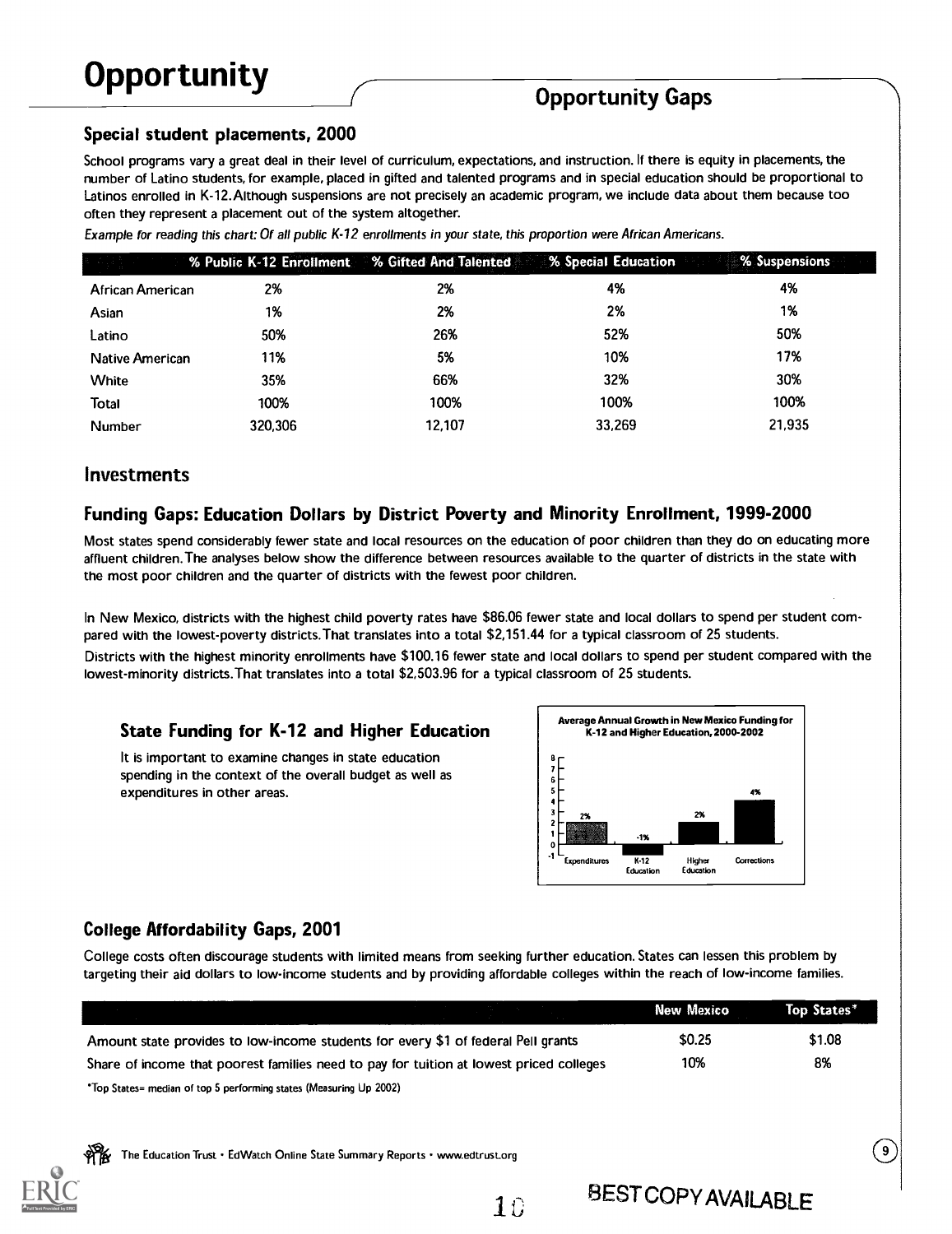# Opportunity

## Opportunity Gaps

### Special student placements, 2000

School programs vary a great deal in their level of curriculum, expectations, and instruction. If there is equity in placements, the number of Latino students, for example, placed in gifted and talented programs and in special education should be proportional to Latinos enrolled in K-12. Although suspensions are not precisely an academic program, we include data about them because too often they represent a placement out of the system altogether.

*Example for reading this chart: Of all public K-12 enrollments in your state, this proportion were African Americans.*

| | % Public K-12 Enrollment | % Gifted And Talented | % Special Education | % Suspensions |
|---|---|---|---|---|
| African American | 2% | 2% | 4% | 4% |
| Asian | 1% | 2% | 2% | 1% |
| Latino | 50% | 26% | 52% | 50% |
| Native American | 11% | 5% | 10% | 17% |
| White | 35% | 66% | 32% | 30% |
| Total | 100% | 100% | 100% | 100% |
| Number | 320,306 | 12,107 | 33,269 | 21,935 |

## Investments

### Funding Gaps: Education Dollars by District Poverty and Minority Enrollment, 1999-2000

Most states spend considerably fewer state and local resources on the education of poor children than they do on educating more affluent children. The analyses below show the difference between resources available to the quarter of districts in the state with the most poor children and the quarter of districts with the fewest poor children.

In New Mexico, districts with the highest child poverty rates have $86.06 fewer state and local dollars to spend per student compared with the lowest-poverty districts. That translates into a total $2,151.44 for a typical classroom of 25 students.

Districts with the highest minority enrollments have $100.16 fewer state and local dollars to spend per student compared with the lowest-minority districts. That translates into a total $2,503.96 for a typical classroom of 25 students.

### State Funding for K-12 and Higher Education

It is important to examine changes in state education spending in the context of the overall budget as well as expenditures in other areas.

**Average Annual Growth in New Mexico Funding for K-12 and Higher Education, 2000-2002**

| Expenditures | K-12 Education | Higher Education | Corrections |
|---|---|---|---|
| 2% | -1% | 2% | 4% |

### College Affordability Gaps, 2001

College costs often discourage students with limited means from seeking further education. States can lessen this problem by targeting their aid dollars to low-income students and by providing affordable colleges within the reach of low-income families.

| | New Mexico | Top States* |
|---|---|---|
| Amount state provides to low-income students for every $1 of federal Pell grants | $0.25 | $1.08 |
| Share of income that poorest families need to pay for tuition at lowest priced colleges | 10% | 8% |

*Top States= median of top 5 performing states (Measuring Up 2002)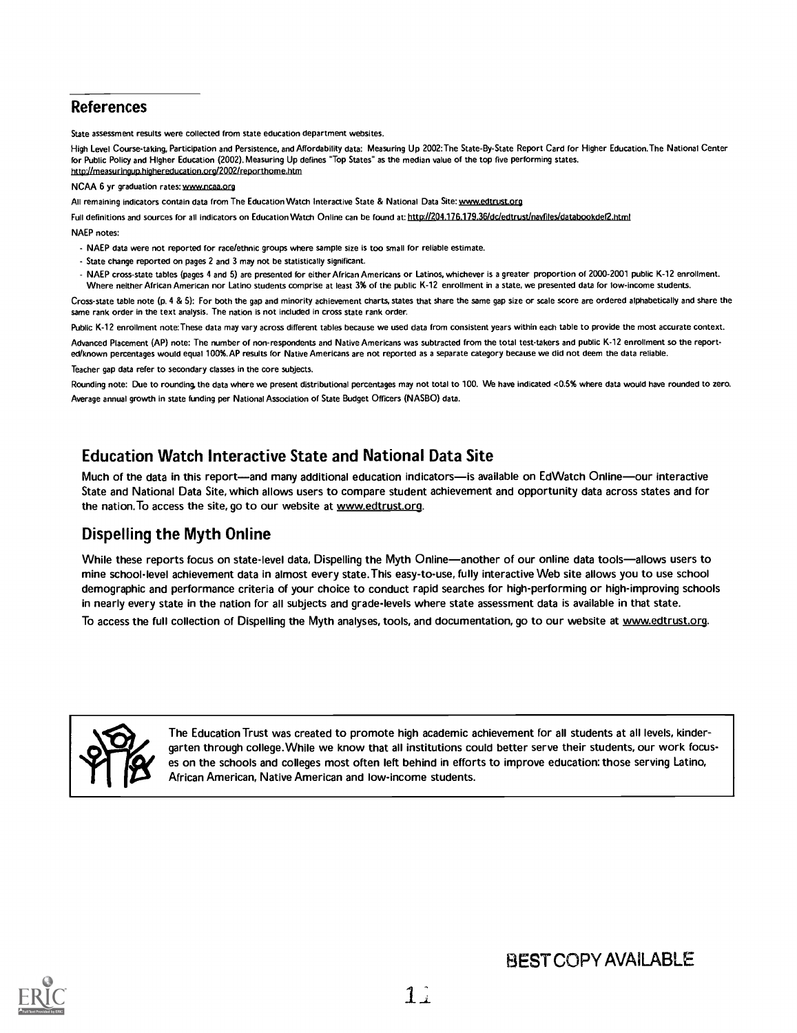## References

State assessment results were collected from state education department websites.

High Level Course-taking, Participation and Persistence, and Affordability data: Measuring Up 2002: The State-By-State Report Card for Higher Education. The National Center for Public Policy and Higher Education (2002). Measuring Up defines "Top States" as the median value of the top five performing states. http://measuringup.highereducation.org/2002/reporthome.htm

NCAA 6 yr graduation rates: www.ncaa.org

All remaining indicators contain data from The Education Watch Interactive State & National Data Site: www.edtrust.org

Full definitions and sources for all indicators on Education Watch Online can be found at: http://204.176.179.36/dc/edtrust/navfiles/databookdef2.html

NAEP notes:

- NAEP data were not reported for race/ethnic groups where sample size is too small for reliable estimate.
- State change reported on pages 2 and 3 may not be statistically significant.
- NAEP cross-state tables (pages 4 and 5) are presented for either African Americans or Latinos, whichever is a greater proportion of 2000-2001 public K-12 enrollment. Where neither African American nor Latino students comprise at least 3% of the public K-12 enrollment in a state, we presented data for low-income students.

Cross-state table note (p. 4 & 5): For both the gap and minority achievement charts, states that share the same gap size or scale score are ordered alphabetically and share the same rank order in the text analysis. The nation is not included in cross state rank order.

Public K-12 enrollment note: These data may vary across different tables because we used data from consistent years within each table to provide the most accurate context.

Advanced Placement (AP) note: The number of non-respondents and Native Americans was subtracted from the total test-takers and public K-12 enrollment so the reported/known percentages would equal 100%. AP results for Native Americans are not reported as a separate category because we did not deem the data reliable.

Teacher gap data refer to secondary classes in the core subjects.

Rounding note: Due to rounding, the data where we present distributional percentages may not total to 100. We have indicated <0.5% where data would have rounded to zero.

Average annual growth in state funding per National Association of State Budget Officers (NASBO) data.

## Education Watch Interactive State and National Data Site

Much of the data in this report—and many additional education indicators—is available on EdWatch Online—our interactive State and National Data Site, which allows users to compare student achievement and opportunity data across states and for the nation. To access the site, go to our website at www.edtrust.org.

## Dispelling the Myth Online

While these reports focus on state-level data, Dispelling the Myth Online—another of our online data tools—allows users to mine school-level achievement data in almost every state. This easy-to-use, fully interactive Web site allows you to use school demographic and performance criteria of your choice to conduct rapid searches for high-performing or high-improving schools in nearly every state in the nation for all subjects and grade-levels where state assessment data is available in that state.

To access the full collection of Dispelling the Myth analyses, tools, and documentation, go to our website at www.edtrust.org.

The Education Trust was created to promote high academic achievement for all students at all levels, kindergarten through college. While we know that all institutions could better serve their students, our work focuses on the schools and colleges most often left behind in efforts to improve education: those serving Latino, African American, Native American and low-income students.

BEST COPY AVAILABLE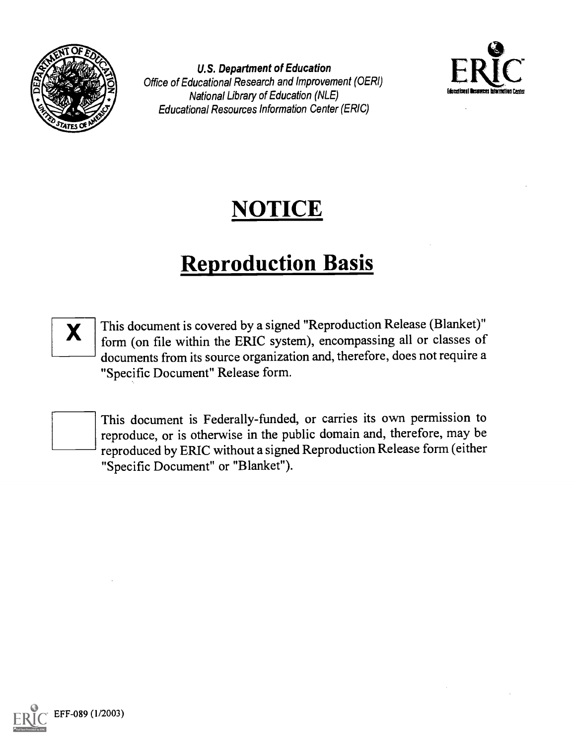*U.S. Department of Education*
*Office of Educational Research and Improvement (OERI)*
*National Library of Education (NLE)*
*Educational Resources Information Center (ERIC)*

# NOTICE

# Reproduction Basis

- [X] This document is covered by a signed "Reproduction Release (Blanket)" form (on file within the ERIC system), encompassing all or classes of documents from its source organization and, therefore, does not require a "Specific Document" Release form.

- [ ] This document is Federally-funded, or carries its own permission to reproduce, or is otherwise in the public domain and, therefore, may be reproduced by ERIC without a signed Reproduction Release form (either "Specific Document" or "Blanket").

EFF-089 (1/2003)